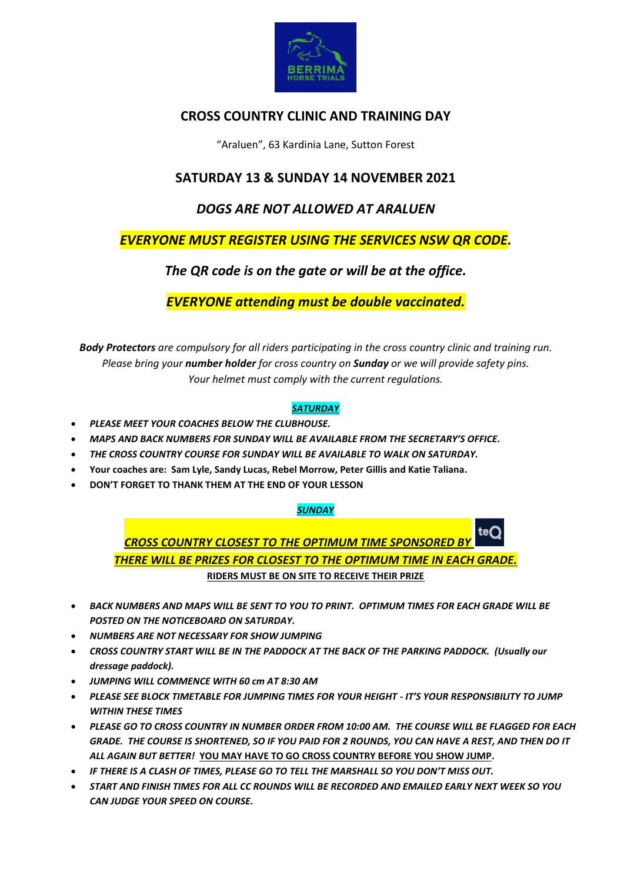# CROSS COUNTRY CLINIC AND TRAINING DAY

"Araluen", 63 Kardinia Lane, Sutton Forest

## SATURDAY 13 & SUNDAY 14 NOVEMBER 2021

## *DOGS ARE NOT ALLOWED AT ARALUEN*

## *EVERYONE MUST REGISTER USING THE SERVICES NSW QR CODE.*

## *The QR code is on the gate or will be at the office.*

## *EVERYONE attending must be double vaccinated.*

***Body Protectors** are compulsory for all riders participating in the cross country clinic and training run. Please bring your **number holder** for cross country on **Sunday** or we will provide safety pins. Your helmet must comply with the current regulations.*

***SATURDAY***

- *PLEASE MEET YOUR COACHES BELOW THE CLUBHOUSE.*
- *MAPS AND BACK NUMBERS FOR SUNDAY WILL BE AVAILABLE FROM THE SECRETARY'S OFFICE.*
- *THE CROSS COUNTRY COURSE FOR SUNDAY WILL BE AVAILABLE TO WALK ON SATURDAY.*
- **Your coaches are: Sam Lyle, Sandy Lucas, Rebel Morrow, Peter Gillis and Katie Taliana.**
- **DON'T FORGET TO THANK THEM AT THE END OF YOUR LESSON**

***SUNDAY***

***CROSS COUNTRY CLOSEST TO THE OPTIMUM TIME SPONSORED BY*** teQ

***THERE WILL BE PRIZES FOR CLOSEST TO THE OPTIMUM TIME IN EACH GRADE.***

**RIDERS MUST BE ON SITE TO RECEIVE THEIR PRIZE**

- *BACK NUMBERS AND MAPS WILL BE SENT TO YOU TO PRINT. OPTIMUM TIMES FOR EACH GRADE WILL BE POSTED ON THE NOTICEBOARD ON SATURDAY.*
- *NUMBERS ARE NOT NECESSARY FOR SHOW JUMPING*
- *CROSS COUNTRY START WILL BE IN THE PADDOCK AT THE BACK OF THE PARKING PADDOCK. (Usually our dressage paddock).*
- *JUMPING WILL COMMENCE WITH 60 cm AT 8:30 AM*
- *PLEASE SEE BLOCK TIMETABLE FOR JUMPING TIMES FOR YOUR HEIGHT - IT'S YOUR RESPONSIBILITY TO JUMP WITHIN THESE TIMES*
- *PLEASE GO TO CROSS COUNTRY IN NUMBER ORDER FROM 10:00 AM. THE COURSE WILL BE FLAGGED FOR EACH GRADE. THE COURSE IS SHORTENED, SO IF YOU PAID FOR 2 ROUNDS, YOU CAN HAVE A REST, AND THEN DO IT ALL AGAIN BUT BETTER!* ***YOU MAY HAVE TO GO CROSS COUNTRY BEFORE YOU SHOW JUMP.***
- *IF THERE IS A CLASH OF TIMES, PLEASE GO TO TELL THE MARSHALL SO YOU DON'T MISS OUT.*
- *START AND FINISH TIMES FOR ALL CC ROUNDS WILL BE RECORDED AND EMAILED EARLY NEXT WEEK SO YOU CAN JUDGE YOUR SPEED ON COURSE.*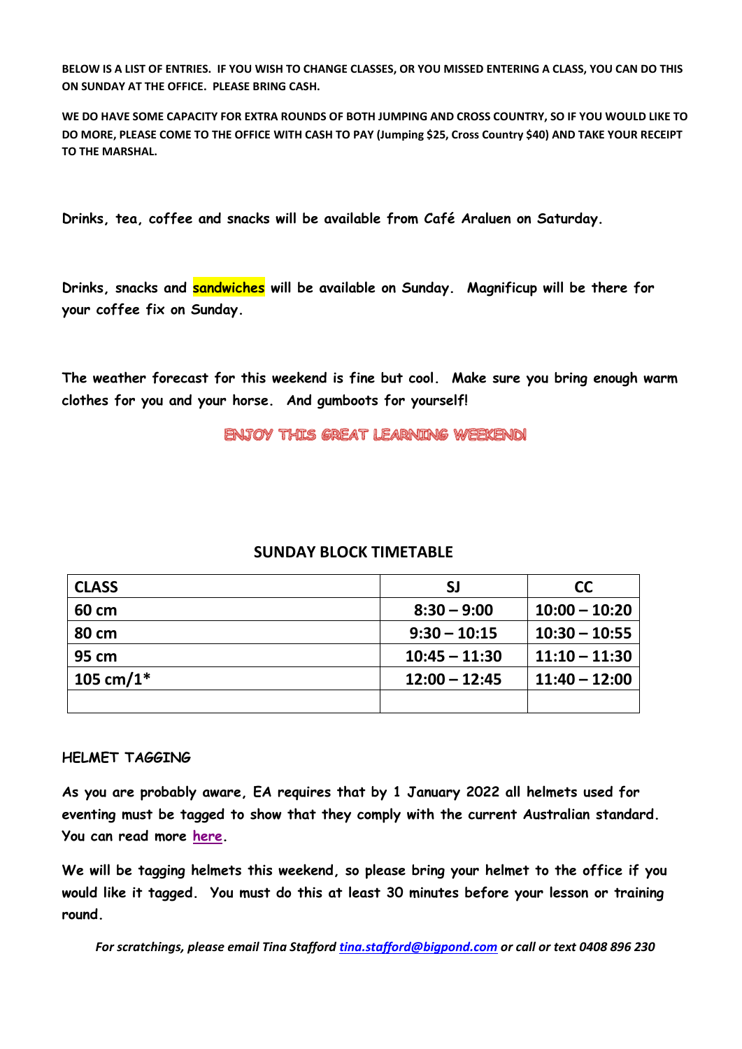**BELOW IS A LIST OF ENTRIES. IF YOU WISH TO CHANGE CLASSES, OR YOU MISSED ENTERING A CLASS, YOU CAN DO THIS ON SUNDAY AT THE OFFICE. PLEASE BRING CASH.**

**WE DO HAVE SOME CAPACITY FOR EXTRA ROUNDS OF BOTH JUMPING AND CROSS COUNTRY, SO IF YOU WOULD LIKE TO DO MORE, PLEASE COME TO THE OFFICE WITH CASH TO PAY (Jumping $25, Cross Country $40) AND TAKE YOUR RECEIPT TO THE MARSHAL.**

**Drinks, tea, coffee and snacks will be available from Café Araluen on Saturday.**

**Drinks, snacks and sandwiches will be available on Sunday. Magnificup will be there for your coffee fix on Sunday.**

**The weather forecast for this weekend is fine but cool. Make sure you bring enough warm clothes for you and your horse. And gumboots for yourself!**

**ENJOY THIS GREAT LEARNING WEEKEND!**

## SUNDAY BLOCK TIMETABLE

| CLASS | SJ | CC |
|---|---|---|
| 60 cm | 8:30 – 9:00 | 10:00 – 10:20 |
| 80 cm | 9:30 – 10:15 | 10:30 – 10:55 |
| 95 cm | 10:45 – 11:30 | 11:10 – 11:30 |
| 105 cm/1* | 12:00 – 12:45 | 11:40 – 12:00 |
| | | |

**HELMET TAGGING**

**As you are probably aware, EA requires that by 1 January 2022 all helmets used for eventing must be tagged to show that they comply with the current Australian standard. You can read more here.**

**We will be tagging helmets this weekend, so please bring your helmet to the office if you would like it tagged. You must do this at least 30 minutes before your lesson or training round.**

***For scratchings, please email Tina Stafford tina.stafford@bigpond.com or call or text 0408 896 230***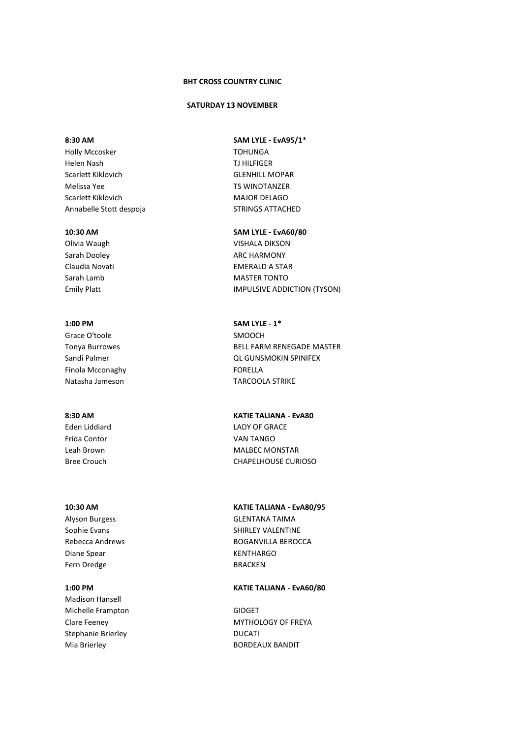**BHT CROSS COUNTRY CLINIC**

**SATURDAY 13 NOVEMBER**

| **8:30 AM** | **SAM LYLE - EvA95/1*** |
|---|---|
| Holly Mccosker | TOHUNGA |
| Helen Nash | TJ HILFIGER |
| Scarlett Kiklovich | GLENHILL MOPAR |
| Melissa Yee | TS WINDTANZER |
| Scarlett Kiklovich | MAJOR DELAGO |
| Annabelle Stott despoja | STRINGS ATTACHED |

| **10:30 AM** | **SAM LYLE - EvA60/80** |
|---|---|
| Olivia Waugh | VISHALA DIKSON |
| Sarah Dooley | ARC HARMONY |
| Claudia Novati | EMERALD A STAR |
| Sarah Lamb | MASTER TONTO |
| Emily Platt | IMPULSIVE ADDICTION (TYSON) |

| **1:00 PM** | **SAM LYLE - 1*** |
|---|---|
| Grace O'toole | SMOOCH |
| Tonya Burrowes | BELL FARM RENEGADE MASTER |
| Sandi Palmer | QL GUNSMOKIN SPINIFEX |
| Finola Mcconaghy | FORELLA |
| Natasha Jameson | TARCOOLA STRIKE |

| **8:30 AM** | **KATIE TALIANA - EvA80** |
|---|---|
| Eden Liddiard | LADY OF GRACE |
| Frida Contor | VAN TANGO |
| Leah Brown | MALBEC MONSTAR |
| Bree Crouch | CHAPELHOUSE CURIOSO |

| **10:30 AM** | **KATIE TALIANA - EvA80/95** |
|---|---|
| Alyson Burgess | GLENTANA TAIMA |
| Sophie Evans | SHIRLEY VALENTINE |
| Rebecca Andrews | BOGANVILLA BEROCCA |
| Diane Spear | KENTHARGO |
| Fern Dredge | BRACKEN |

| **1:00 PM** | **KATIE TALIANA - EvA60/80** |
|---|---|
| Madison Hansell | |
| Michelle Frampton | GIDGET |
| Clare Feeney | MYTHOLOGY OF FREYA |
| Stephanie Brierley | DUCATI |
| Mia Brierley | BORDEAUX BANDIT |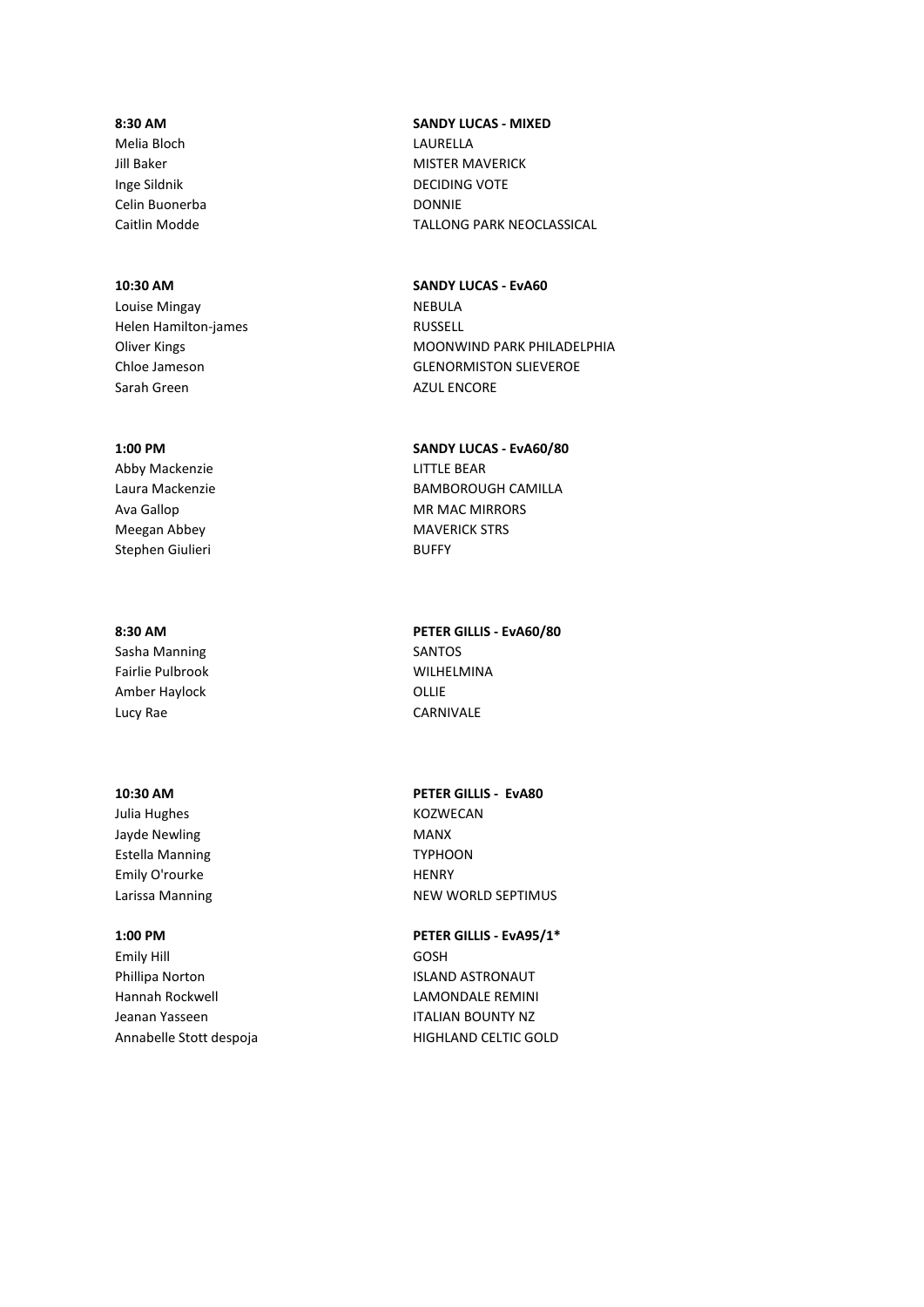| **8:30 AM** | **SANDY LUCAS - MIXED** |
| --- | --- |
| Melia Bloch | LAURELLA |
| Jill Baker | MISTER MAVERICK |
| Inge Sildnik | DECIDING VOTE |
| Celin Buonerba | DONNIE |
| Caitlin Modde | TALLONG PARK NEOCLASSICAL |

| **10:30 AM** | **SANDY LUCAS - EvA60** |
| --- | --- |
| Louise Mingay | NEBULA |
| Helen Hamilton-james | RUSSELL |
| Oliver Kings | MOONWIND PARK PHILADELPHIA |
| Chloe Jameson | GLENORMISTON SLIEVEROE |
| Sarah Green | AZUL ENCORE |

| **1:00 PM** | **SANDY LUCAS - EvA60/80** |
| --- | --- |
| Abby Mackenzie | LITTLE BEAR |
| Laura Mackenzie | BAMBOROUGH CAMILLA |
| Ava Gallop | MR MAC MIRRORS |
| Meegan Abbey | MAVERICK STRS |
| Stephen Giulieri | BUFFY |

| **8:30 AM** | **PETER GILLIS - EvA60/80** |
| --- | --- |
| Sasha Manning | SANTOS |
| Fairlie Pulbrook | WILHELMINA |
| Amber Haylock | OLLIE |
| Lucy Rae | CARNIVALE |

| **10:30 AM** | **PETER GILLIS - EvA80** |
| --- | --- |
| Julia Hughes | KOZWECAN |
| Jayde Newling | MANX |
| Estella Manning | TYPHOON |
| Emily O'rourke | HENRY |
| Larissa Manning | NEW WORLD SEPTIMUS |

| **1:00 PM** | **PETER GILLIS - EvA95/1*** |
| --- | --- |
| Emily Hill | GOSH |
| Phillipa Norton | ISLAND ASTRONAUT |
| Hannah Rockwell | LAMONDALE REMINI |
| Jeanan Yasseen | ITALIAN BOUNTY NZ |
| Annabelle Stott despoja | HIGHLAND CELTIC GOLD |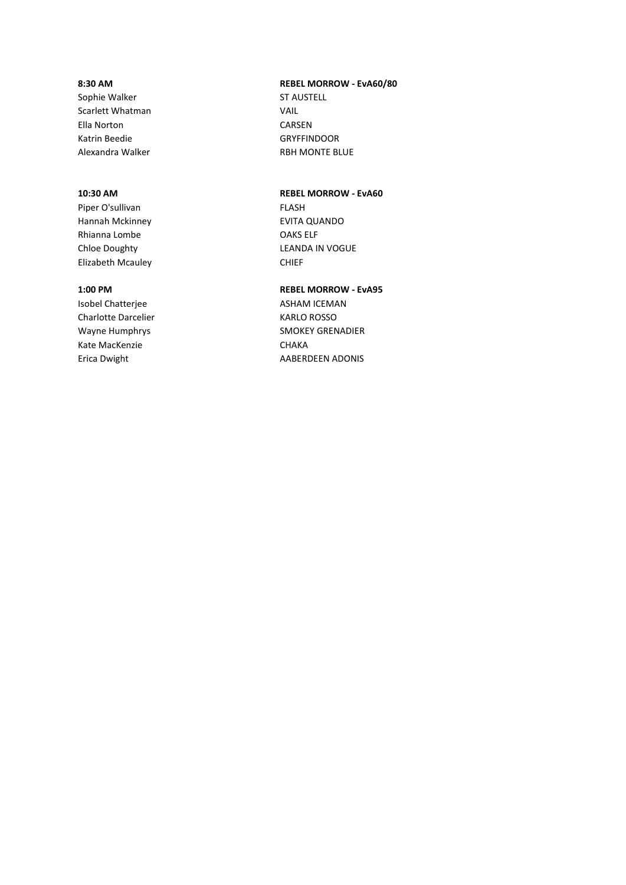| **8:30 AM** | **REBEL MORROW - EvA60/80** |
| --- | --- |
| Sophie Walker | ST AUSTELL |
| Scarlett Whatman | VAIL |
| Ella Norton | CARSEN |
| Katrin Beedie | GRYFFINDOOR |
| Alexandra Walker | RBH MONTE BLUE |

| **10:30 AM** | **REBEL MORROW - EvA60** |
| --- | --- |
| Piper O'sullivan | FLASH |
| Hannah Mckinney | EVITA QUANDO |
| Rhianna Lombe | OAKS ELF |
| Chloe Doughty | LEANDA IN VOGUE |
| Elizabeth Mcauley | CHIEF |

| **1:00 PM** | **REBEL MORROW - EvA95** |
| --- | --- |
| Isobel Chatterjee | ASHAM ICEMAN |
| Charlotte Darcelier | KARLO ROSSO |
| Wayne Humphrys | SMOKEY GRENADIER |
| Kate MacKenzie | CHAKA |
| Erica Dwight | AABERDEEN ADONIS |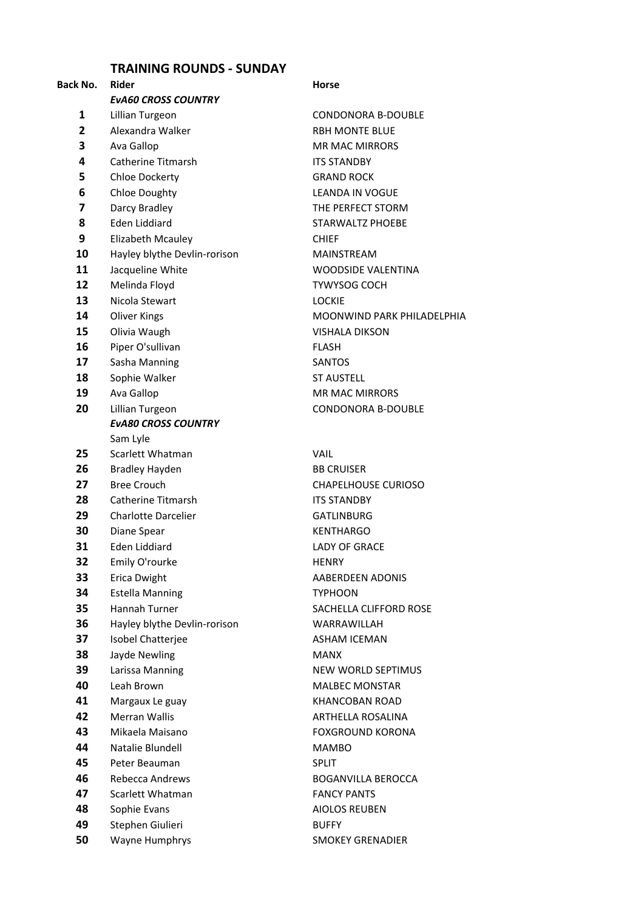## TRAINING ROUNDS - SUNDAY

| Back No. | Rider | Horse |
|---|---|---|
| | ***EvA60 CROSS COUNTRY*** | |
| **1** | Lillian Turgeon | CONDONORA B-DOUBLE |
| **2** | Alexandra Walker | RBH MONTE BLUE |
| **3** | Ava Gallop | MR MAC MIRRORS |
| **4** | Catherine Titmarsh | ITS STANDBY |
| **5** | Chloe Dockerty | GRAND ROCK |
| **6** | Chloe Doughty | LEANDA IN VOGUE |
| **7** | Darcy Bradley | THE PERFECT STORM |
| **8** | Eden Liddiard | STARWALTZ PHOEBE |
| **9** | Elizabeth Mcauley | CHIEF |
| **10** | Hayley blythe Devlin-rorison | MAINSTREAM |
| **11** | Jacqueline White | WOODSIDE VALENTINA |
| **12** | Melinda Floyd | TYWYSOG COCH |
| **13** | Nicola Stewart | LOCKIE |
| **14** | Oliver Kings | MOONWIND PARK PHILADELPHIA |
| **15** | Olivia Waugh | VISHALA DIKSON |
| **16** | Piper O'sullivan | FLASH |
| **17** | Sasha Manning | SANTOS |
| **18** | Sophie Walker | ST AUSTELL |
| **19** | Ava Gallop | MR MAC MIRRORS |
| **20** | Lillian Turgeon | CONDONORA B-DOUBLE |
| | ***EvA80 CROSS COUNTRY*** | |
| | Sam Lyle | |
| **25** | Scarlett Whatman | VAIL |
| **26** | Bradley Hayden | BB CRUISER |
| **27** | Bree Crouch | CHAPELHOUSE CURIOSO |
| **28** | Catherine Titmarsh | ITS STANDBY |
| **29** | Charlotte Darcelier | GATLINBURG |
| **30** | Diane Spear | KENTHARGO |
| **31** | Eden Liddiard | LADY OF GRACE |
| **32** | Emily O'rourke | HENRY |
| **33** | Erica Dwight | AABERDEEN ADONIS |
| **34** | Estella Manning | TYPHOON |
| **35** | Hannah Turner | SACHELLA CLIFFORD ROSE |
| **36** | Hayley blythe Devlin-rorison | WARRAWILLAH |
| **37** | Isobel Chatterjee | ASHAM ICEMAN |
| **38** | Jayde Newling | MANX |
| **39** | Larissa Manning | NEW WORLD SEPTIMUS |
| **40** | Leah Brown | MALBEC MONSTAR |
| **41** | Margaux Le guay | KHANCOBAN ROAD |
| **42** | Merran Wallis | ARTHELLA ROSALINA |
| **43** | Mikaela Maisano | FOXGROUND KORONA |
| **44** | Natalie Blundell | MAMBO |
| **45** | Peter Beauman | SPLIT |
| **46** | Rebecca Andrews | BOGANVILLA BEROCCA |
| **47** | Scarlett Whatman | FANCY PANTS |
| **48** | Sophie Evans | AIOLOS REUBEN |
| **49** | Stephen Giulieri | BUFFY |
| **50** | Wayne Humphrys | SMOKEY GRENADIER |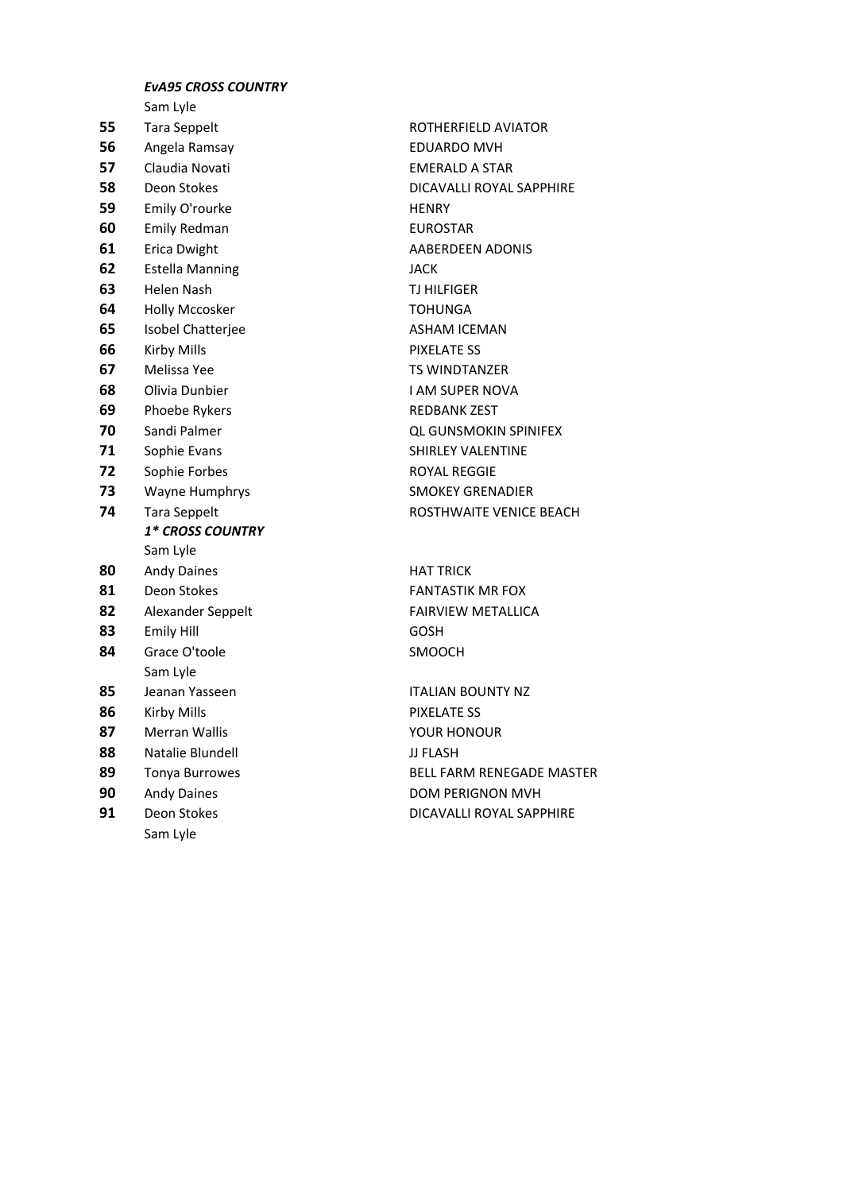***EvA95 CROSS COUNTRY***

Sam Lyle

| | | |
|---|---|---|
| **55** | Tara Seppelt | ROTHERFIELD AVIATOR |
| **56** | Angela Ramsay | EDUARDO MVH |
| **57** | Claudia Novati | EMERALD A STAR |
| **58** | Deon Stokes | DICAVALLI ROYAL SAPPHIRE |
| **59** | Emily O'rourke | HENRY |
| **60** | Emily Redman | EUROSTAR |
| **61** | Erica Dwight | AABERDEEN ADONIS |
| **62** | Estella Manning | JACK |
| **63** | Helen Nash | TJ HILFIGER |
| **64** | Holly Mccosker | TOHUNGA |
| **65** | Isobel Chatterjee | ASHAM ICEMAN |
| **66** | Kirby Mills | PIXELATE SS |
| **67** | Melissa Yee | TS WINDTANZER |
| **68** | Olivia Dunbier | I AM SUPER NOVA |
| **69** | Phoebe Rykers | REDBANK ZEST |
| **70** | Sandi Palmer | QL GUNSMOKIN SPINIFEX |
| **71** | Sophie Evans | SHIRLEY VALENTINE |
| **72** | Sophie Forbes | ROYAL REGGIE |
| **73** | Wayne Humphrys | SMOKEY GRENADIER |
| **74** | Tara Seppelt | ROSTHWAITE VENICE BEACH |

***1* CROSS COUNTRY***

Sam Lyle

| | | |
|---|---|---|
| **80** | Andy Daines | HAT TRICK |
| **81** | Deon Stokes | FANTASTIK MR FOX |
| **82** | Alexander Seppelt | FAIRVIEW METALLICA |
| **83** | Emily Hill | GOSH |
| **84** | Grace O'toole | SMOOCH |

Sam Lyle

| | | |
|---|---|---|
| **85** | Jeanan Yasseen | ITALIAN BOUNTY NZ |
| **86** | Kirby Mills | PIXELATE SS |
| **87** | Merran Wallis | YOUR HONOUR |
| **88** | Natalie Blundell | JJ FLASH |
| **89** | Tonya Burrowes | BELL FARM RENEGADE MASTER |
| **90** | Andy Daines | DOM PERIGNON MVH |
| **91** | Deon Stokes | DICAVALLI ROYAL SAPPHIRE |

Sam Lyle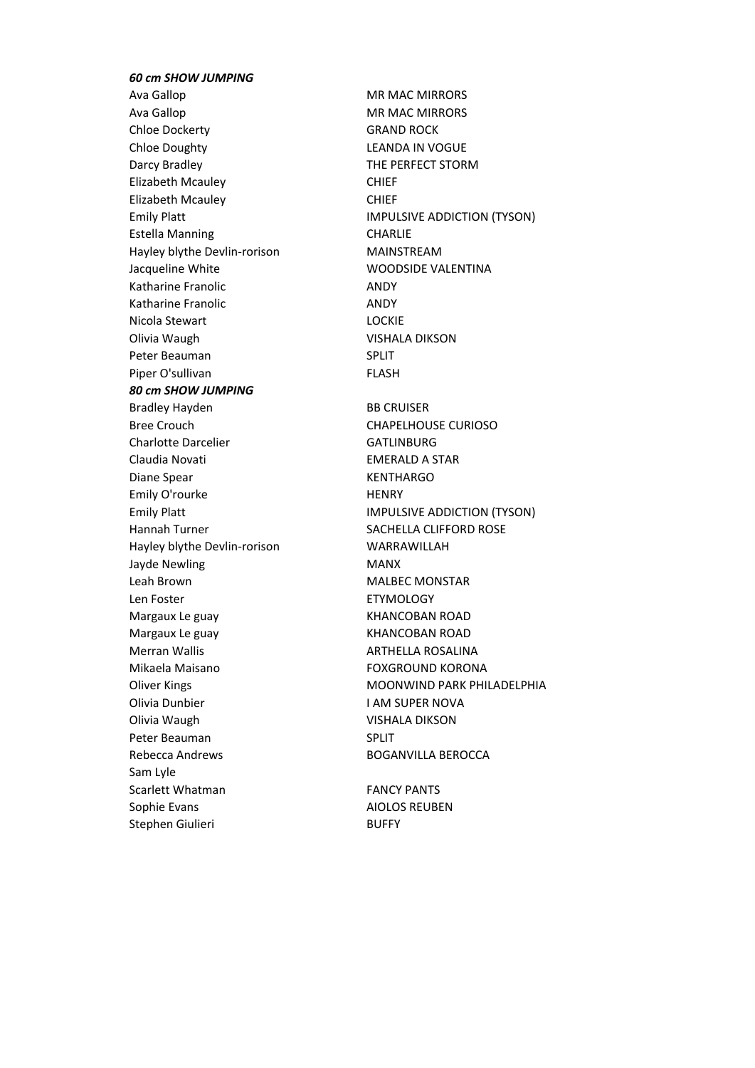***60 cm SHOW JUMPING***

| | |
|---|---|
| Ava Gallop | MR MAC MIRRORS |
| Ava Gallop | MR MAC MIRRORS |
| Chloe Dockerty | GRAND ROCK |
| Chloe Doughty | LEANDA IN VOGUE |
| Darcy Bradley | THE PERFECT STORM |
| Elizabeth Mcauley | CHIEF |
| Elizabeth Mcauley | CHIEF |
| Emily Platt | IMPULSIVE ADDICTION (TYSON) |
| Estella Manning | CHARLIE |
| Hayley blythe Devlin-rorison | MAINSTREAM |
| Jacqueline White | WOODSIDE VALENTINA |
| Katharine Franolic | ANDY |
| Katharine Franolic | ANDY |
| Nicola Stewart | LOCKIE |
| Olivia Waugh | VISHALA DIKSON |
| Peter Beauman | SPLIT |
| Piper O'sullivan | FLASH |

***80 cm SHOW JUMPING***

| | |
|---|---|
| Bradley Hayden | BB CRUISER |
| Bree Crouch | CHAPELHOUSE CURIOSO |
| Charlotte Darcelier | GATLINBURG |
| Claudia Novati | EMERALD A STAR |
| Diane Spear | KENTHARGO |
| Emily O'rourke | HENRY |
| Emily Platt | IMPULSIVE ADDICTION (TYSON) |
| Hannah Turner | SACHELLA CLIFFORD ROSE |
| Hayley blythe Devlin-rorison | WARRAWILLAH |
| Jayde Newling | MANX |
| Leah Brown | MALBEC MONSTAR |
| Len Foster | ETYMOLOGY |
| Margaux Le guay | KHANCOBAN ROAD |
| Margaux Le guay | KHANCOBAN ROAD |
| Merran Wallis | ARTHELLA ROSALINA |
| Mikaela Maisano | FOXGROUND KORONA |
| Oliver Kings | MOONWIND PARK PHILADELPHIA |
| Olivia Dunbier | I AM SUPER NOVA |
| Olivia Waugh | VISHALA DIKSON |
| Peter Beauman | SPLIT |
| Rebecca Andrews | BOGANVILLA BEROCCA |
| Sam Lyle | |
| Scarlett Whatman | FANCY PANTS |
| Sophie Evans | AIOLOS REUBEN |
| Stephen Giulieri | BUFFY |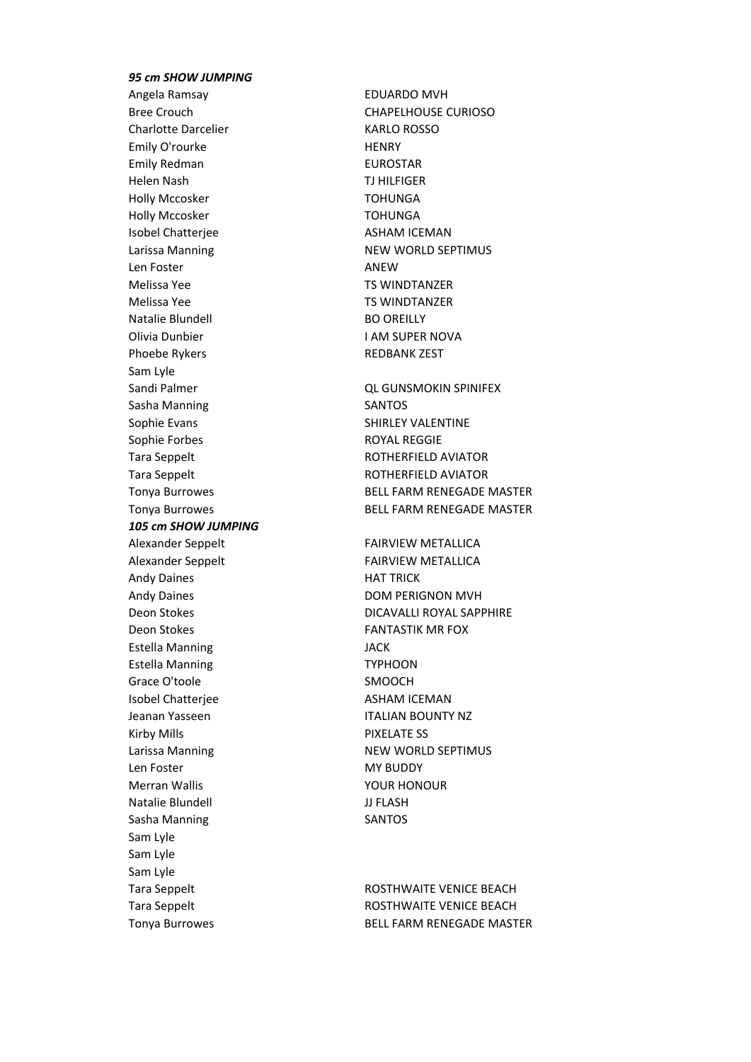### *95 cm SHOW JUMPING*

| | |
|---|---|
| Angela Ramsay | EDUARDO MVH |
| Bree Crouch | CHAPELHOUSE CURIOSO |
| Charlotte Darcelier | KARLO ROSSO |
| Emily O'rourke | HENRY |
| Emily Redman | EUROSTAR |
| Helen Nash | TJ HILFIGER |
| Holly Mccosker | TOHUNGA |
| Holly Mccosker | TOHUNGA |
| Isobel Chatterjee | ASHAM ICEMAN |
| Larissa Manning | NEW WORLD SEPTIMUS |
| Len Foster | ANEW |
| Melissa Yee | TS WINDTANZER |
| Melissa Yee | TS WINDTANZER |
| Natalie Blundell | BO OREILLY |
| Olivia Dunbier | I AM SUPER NOVA |
| Phoebe Rykers | REDBANK ZEST |
| Sam Lyle | |
| Sandi Palmer | QL GUNSMOKIN SPINIFEX |
| Sasha Manning | SANTOS |
| Sophie Evans | SHIRLEY VALENTINE |
| Sophie Forbes | ROYAL REGGIE |
| Tara Seppelt | ROTHERFIELD AVIATOR |
| Tara Seppelt | ROTHERFIELD AVIATOR |
| Tonya Burrowes | BELL FARM RENEGADE MASTER |
| Tonya Burrowes | BELL FARM RENEGADE MASTER |

### *105 cm SHOW JUMPING*

| | |
|---|---|
| Alexander Seppelt | FAIRVIEW METALLICA |
| Alexander Seppelt | FAIRVIEW METALLICA |
| Andy Daines | HAT TRICK |
| Andy Daines | DOM PERIGNON MVH |
| Deon Stokes | DICAVALLI ROYAL SAPPHIRE |
| Deon Stokes | FANTASTIK MR FOX |
| Estella Manning | JACK |
| Estella Manning | TYPHOON |
| Grace O'toole | SMOOCH |
| Isobel Chatterjee | ASHAM ICEMAN |
| Jeanan Yasseen | ITALIAN BOUNTY NZ |
| Kirby Mills | PIXELATE SS |
| Larissa Manning | NEW WORLD SEPTIMUS |
| Len Foster | MY BUDDY |
| Merran Wallis | YOUR HONOUR |
| Natalie Blundell | JJ FLASH |
| Sasha Manning | SANTOS |
| Sam Lyle | |
| Sam Lyle | |
| Sam Lyle | |
| Tara Seppelt | ROSTHWAITE VENICE BEACH |
| Tara Seppelt | ROSTHWAITE VENICE BEACH |
| Tonya Burrowes | BELL FARM RENEGADE MASTER |